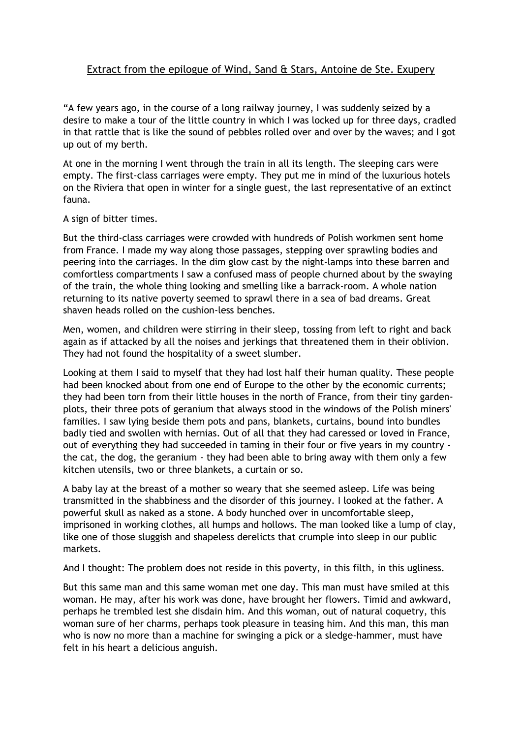Extract from the epilogue of Wind, Sand & Stars, Antoine de Ste. Exupery

"A few years ago, in the course of a long railway journey, I was suddenly seized by a desire to make a tour of the little country in which I was locked up for three days, cradled in that rattle that is like the sound of pebbles rolled over and over by the waves; and I got up out of my berth.

At one in the morning I went through the train in all its length. The sleeping cars were empty. The first-class carriages were empty. They put me in mind of the luxurious hotels on the Riviera that open in winter for a single guest, the last representative of an extinct fauna.

A sign of bitter times.

But the third-class carriages were crowded with hundreds of Polish workmen sent home from France. I made my way along those passages, stepping over sprawling bodies and peering into the carriages. In the dim glow cast by the night-lamps into these barren and comfortless compartments I saw a confused mass of people churned about by the swaying of the train, the whole thing looking and smelling like a barrack-room. A whole nation returning to its native poverty seemed to sprawl there in a sea of bad dreams. Great shaven heads rolled on the cushion-less benches.

Men, women, and children were stirring in their sleep, tossing from left to right and back again as if attacked by all the noises and jerkings that threatened them in their oblivion. They had not found the hospitality of a sweet slumber.

Looking at them I said to myself that they had lost half their human quality. These people had been knocked about from one end of Europe to the other by the economic currents; they had been torn from their little houses in the north of France, from their tiny garden-plots, their three pots of geranium that always stood in the windows of the Polish miners' families. I saw lying beside them pots and pans, blankets, curtains, bound into bundles badly tied and swollen with hernias. Out of all that they had caressed or loved in France, out of everything they had succeeded in taming in their four or five years in my country - the cat, the dog, the geranium - they had been able to bring away with them only a few kitchen utensils, two or three blankets, a curtain or so.

A baby lay at the breast of a mother so weary that she seemed asleep. Life was being transmitted in the shabbiness and the disorder of this journey. I looked at the father. A powerful skull as naked as a stone. A body hunched over in uncomfortable sleep, imprisoned in working clothes, all humps and hollows. The man looked like a lump of clay, like one of those sluggish and shapeless derelicts that crumple into sleep in our public markets.

And I thought: The problem does not reside in this poverty, in this filth, in this ugliness.

But this same man and this same woman met one day. This man must have smiled at this woman. He may, after his work was done, have brought her flowers. Timid and awkward, perhaps he trembled lest she disdain him. And this woman, out of natural coquetry, this woman sure of her charms, perhaps took pleasure in teasing him. And this man, this man who is now no more than a machine for swinging a pick or a sledge-hammer, must have felt in his heart a delicious anguish.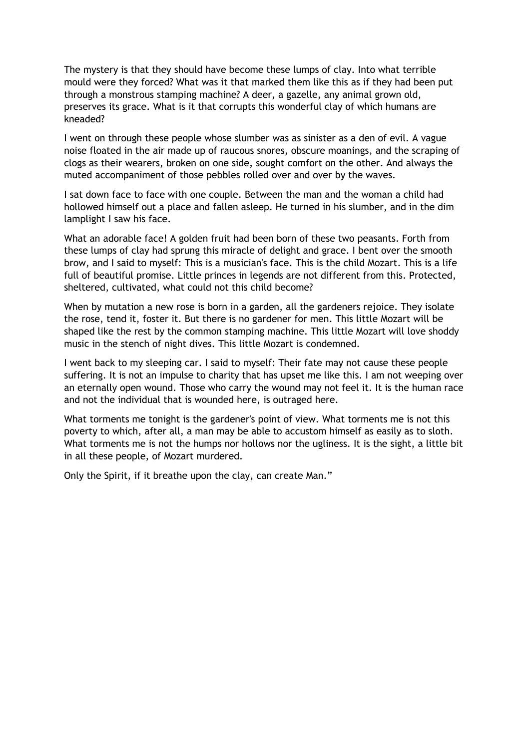The mystery is that they should have become these lumps of clay. Into what terrible mould were they forced? What was it that marked them like this as if they had been put through a monstrous stamping machine? A deer, a gazelle, any animal grown old, preserves its grace. What is it that corrupts this wonderful clay of which humans are kneaded?

I went on through these people whose slumber was as sinister as a den of evil. A vague noise floated in the air made up of raucous snores, obscure moanings, and the scraping of clogs as their wearers, broken on one side, sought comfort on the other. And always the muted accompaniment of those pebbles rolled over and over by the waves.

I sat down face to face with one couple. Between the man and the woman a child had hollowed himself out a place and fallen asleep. He turned in his slumber, and in the dim lamplight I saw his face.

What an adorable face! A golden fruit had been born of these two peasants. Forth from these lumps of clay had sprung this miracle of delight and grace. I bent over the smooth brow, and I said to myself: This is a musician's face. This is the child Mozart. This is a life full of beautiful promise. Little princes in legends are not different from this. Protected, sheltered, cultivated, what could not this child become?

When by mutation a new rose is born in a garden, all the gardeners rejoice. They isolate the rose, tend it, foster it. But there is no gardener for men. This little Mozart will be shaped like the rest by the common stamping machine. This little Mozart will love shoddy music in the stench of night dives. This little Mozart is condemned.

I went back to my sleeping car. I said to myself: Their fate may not cause these people suffering. It is not an impulse to charity that has upset me like this. I am not weeping over an eternally open wound. Those who carry the wound may not feel it. It is the human race and not the individual that is wounded here, is outraged here.

What torments me tonight is the gardener's point of view. What torments me is not this poverty to which, after all, a man may be able to accustom himself as easily as to sloth. What torments me is not the humps nor hollows nor the ugliness. It is the sight, a little bit in all these people, of Mozart murdered.

Only the Spirit, if it breathe upon the clay, can create Man."